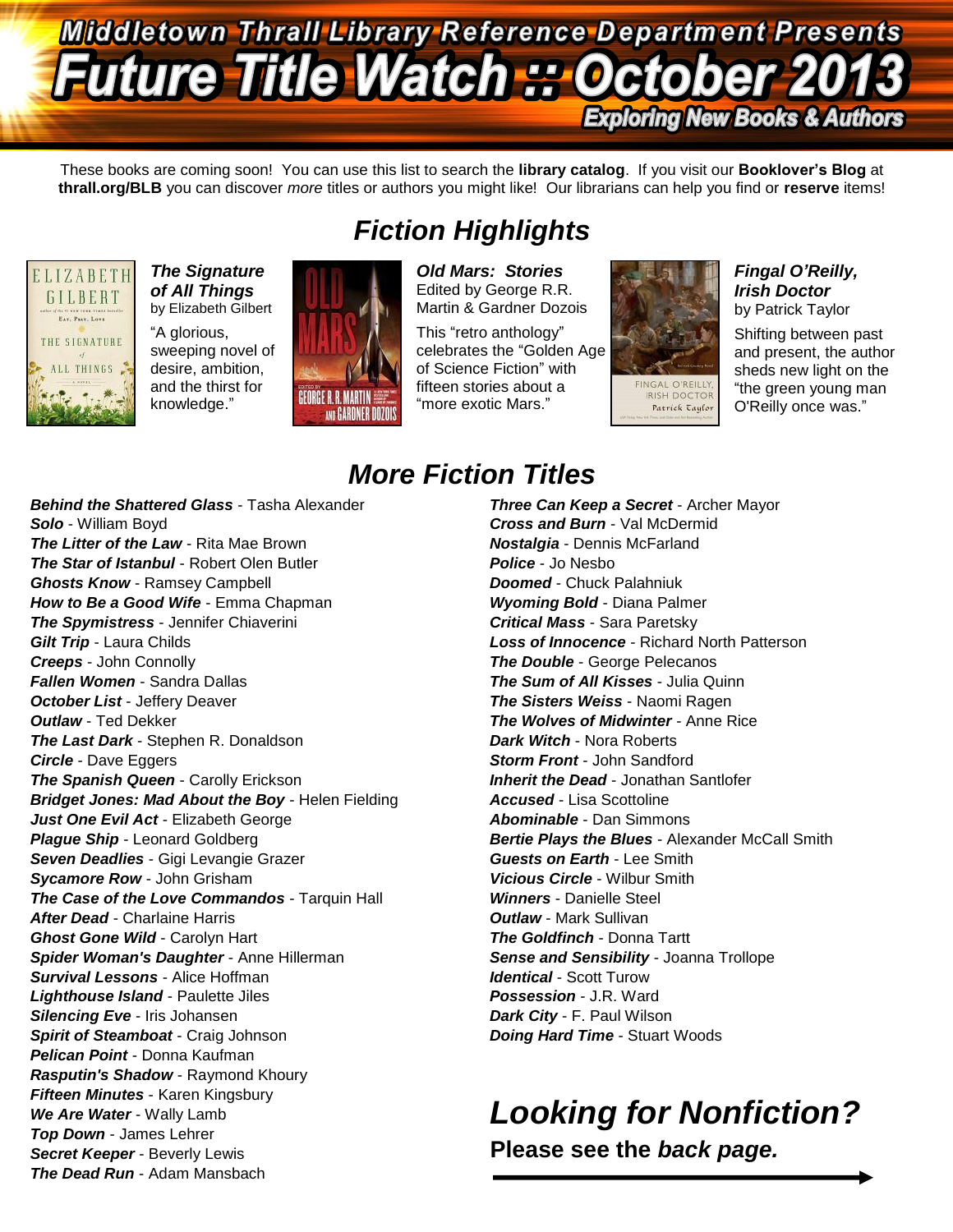# Middletown Thrall Library Reference Department Presents

# Future Title Watch :: October 2013

**Exploring New Books & Authors**

These books are coming soon! You can use this list to search the **library catalog**. If you visit our **Booklover's Blog** at **thrall.org/BLB** you can discover *more* titles or authors you might like! Our librarians can help you find or **reserve** items!

## Fiction Highlights

***The Signature of All Things***
by Elizabeth Gilbert

"A glorious, sweeping novel of desire, ambition, and the thirst for knowledge."

***Old Mars: Stories***
Edited by George R.R. Martin & Gardner Dozois

This "retro anthology" celebrates the "Golden Age of Science Fiction" with fifteen stories about a "more exotic Mars."

***Fingal O'Reilly, Irish Doctor***
by Patrick Taylor

Shifting between past and present, the author sheds new light on the "the green young man O'Reilly once was."

## More Fiction Titles

***Behind the Shattered Glass*** - Tasha Alexander
***Solo*** - William Boyd
***The Litter of the Law*** - Rita Mae Brown
***The Star of Istanbul*** - Robert Olen Butler
***Ghosts Know*** - Ramsey Campbell
***How to Be a Good Wife*** - Emma Chapman
***The Spymistress*** - Jennifer Chiaverini
***Gilt Trip*** - Laura Childs
***Creeps*** - John Connolly
***Fallen Women*** - Sandra Dallas
***October List*** - Jeffery Deaver
***Outlaw*** - Ted Dekker
***The Last Dark*** - Stephen R. Donaldson
***Circle*** - Dave Eggers
***The Spanish Queen*** - Carolly Erickson
***Bridget Jones: Mad About the Boy*** - Helen Fielding
***Just One Evil Act*** - Elizabeth George
***Plague Ship*** - Leonard Goldberg
***Seven Deadlies*** - Gigi Levangie Grazer
***Sycamore Row*** - John Grisham
***The Case of the Love Commandos*** - Tarquin Hall
***After Dead*** - Charlaine Harris
***Ghost Gone Wild*** - Carolyn Hart
***Spider Woman's Daughter*** - Anne Hillerman
***Survival Lessons*** - Alice Hoffman
***Lighthouse Island*** - Paulette Jiles
***Silencing Eve*** - Iris Johansen
***Spirit of Steamboat*** - Craig Johnson
***Pelican Point*** - Donna Kaufman
***Rasputin's Shadow*** - Raymond Khoury
***Fifteen Minutes*** - Karen Kingsbury
***We Are Water*** - Wally Lamb
***Top Down*** - James Lehrer
***Secret Keeper*** - Beverly Lewis
***The Dead Run*** - Adam Mansbach
***Three Can Keep a Secret*** - Archer Mayor
***Cross and Burn*** - Val McDermid
***Nostalgia*** - Dennis McFarland
***Police*** - Jo Nesbo
***Doomed*** - Chuck Palahniuk
***Wyoming Bold*** - Diana Palmer
***Critical Mass*** - Sara Paretsky
***Loss of Innocence*** - Richard North Patterson
***The Double*** - George Pelecanos
***The Sum of All Kisses*** - Julia Quinn
***The Sisters Weiss*** - Naomi Ragen
***The Wolves of Midwinter*** - Anne Rice
***Dark Witch*** - Nora Roberts
***Storm Front*** - John Sandford
***Inherit the Dead*** - Jonathan Santlofer
***Accused*** - Lisa Scottoline
***Abominable*** - Dan Simmons
***Bertie Plays the Blues*** - Alexander McCall Smith
***Guests on Earth*** - Lee Smith
***Vicious Circle*** - Wilbur Smith
***Winners*** - Danielle Steel
***Outlaw*** - Mark Sullivan
***The Goldfinch*** - Donna Tartt
***Sense and Sensibility*** - Joanna Trollope
***Identical*** - Scott Turow
***Possession*** - J.R. Ward
***Dark City*** - F. Paul Wilson
***Doing Hard Time*** - Stuart Woods

## *Looking for Nonfiction?*

**Please see the *back page.***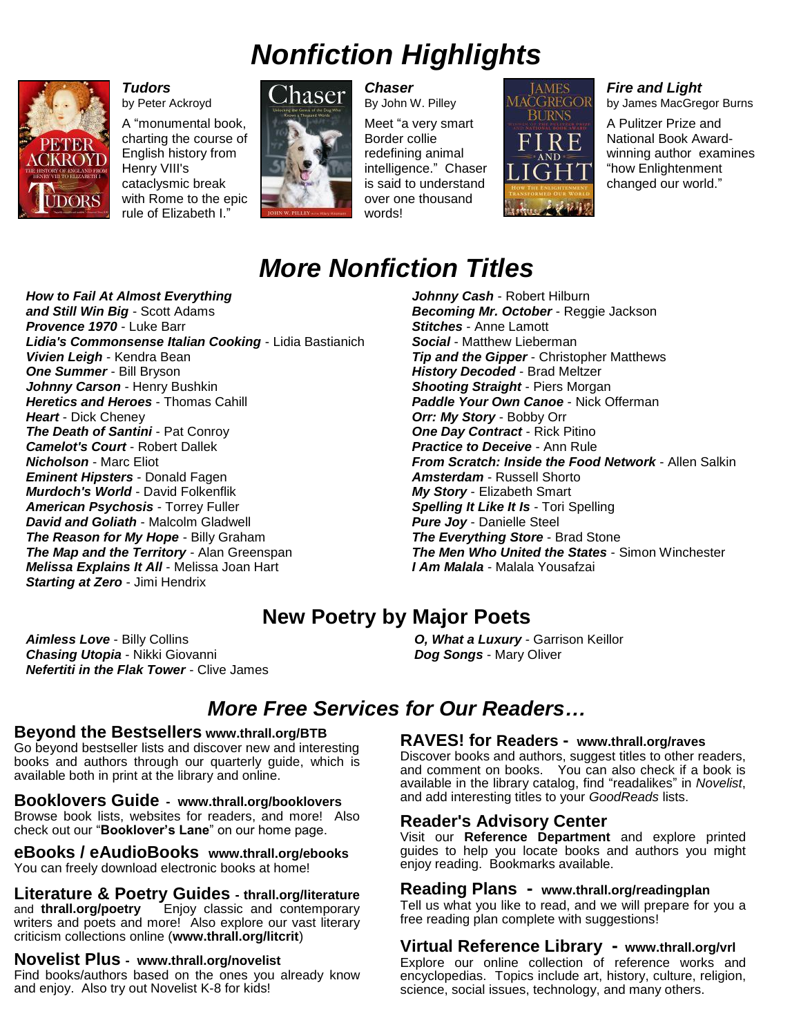# *Nonfiction Highlights*

***Tudors***
by Peter Ackroyd

A "monumental book, charting the course of English history from Henry VIII's cataclysmic break with Rome to the epic rule of Elizabeth I."

***Chaser***
By John W. Pilley

Meet "a very smart Border collie redefining animal intelligence." Chaser is said to understand over one thousand words!

***Fire and Light***
by James MacGregor Burns

A Pulitzer Prize and National Book Award-winning author examines "how Enlightenment changed our world."

# *More Nonfiction Titles*

***How to Fail At Almost Everything and Still Win Big*** - Scott Adams
***Provence 1970*** - Luke Barr
***Lidia's Commonsense Italian Cooking*** - Lidia Bastianich
***Vivien Leigh*** - Kendra Bean
***One Summer*** - Bill Bryson
***Johnny Carson*** - Henry Bushkin
***Heretics and Heroes*** - Thomas Cahill
***Heart*** - Dick Cheney
***The Death of Santini*** - Pat Conroy
***Camelot's Court*** - Robert Dallek
***Nicholson*** - Marc Eliot
***Eminent Hipsters*** - Donald Fagen
***Murdoch's World*** - David Folkenflik
***American Psychosis*** - Torrey Fuller
***David and Goliath*** - Malcolm Gladwell
***The Reason for My Hope*** - Billy Graham
***The Map and the Territory*** - Alan Greenspan
***Melissa Explains It All*** - Melissa Joan Hart
***Starting at Zero*** - Jimi Hendrix
***Johnny Cash*** - Robert Hilburn
***Becoming Mr. October*** - Reggie Jackson
***Stitches*** - Anne Lamott
***Social*** - Matthew Lieberman
***Tip and the Gipper*** - Christopher Matthews
***History Decoded*** - Brad Meltzer
***Shooting Straight*** - Piers Morgan
***Paddle Your Own Canoe*** - Nick Offerman
***Orr: My Story*** - Bobby Orr
***One Day Contract*** - Rick Pitino
***Practice to Deceive*** - Ann Rule
***From Scratch: Inside the Food Network*** - Allen Salkin
***Amsterdam*** - Russell Shorto
***My Story*** - Elizabeth Smart
***Spelling It Like It Is*** - Tori Spelling
***Pure Joy*** - Danielle Steel
***The Everything Store*** - Brad Stone
***The Men Who United the States*** - Simon Winchester
***I Am Malala*** - Malala Yousafzai

## New Poetry by Major Poets

***Aimless Love*** - Billy Collins
***Chasing Utopia*** - Nikki Giovanni
***Nefertiti in the Flak Tower*** - Clive James
***O, What a Luxury*** - Garrison Keillor
***Dog Songs*** - Mary Oliver

## *More Free Services for Our Readers…*

### Beyond the Bestsellers www.thrall.org/BTB
Go beyond bestseller lists and discover new and interesting books and authors through our quarterly guide, which is available both in print at the library and online.

### Booklovers Guide - www.thrall.org/booklovers
Browse book lists, websites for readers, and more! Also check out our "**Booklover's Lane**" on our home page.

### eBooks / eAudioBooks www.thrall.org/ebooks
You can freely download electronic books at home!

### Literature & Poetry Guides - thrall.org/literature
and **thrall.org/poetry** Enjoy classic and contemporary writers and poets and more! Also explore our vast literary criticism collections online (**www.thrall.org/litcrit**)

### Novelist Plus - www.thrall.org/novelist
Find books/authors based on the ones you already know and enjoy. Also try out Novelist K-8 for kids!

### RAVES! for Readers - www.thrall.org/raves
Discover books and authors, suggest titles to other readers, and comment on books. You can also check if a book is available in the library catalog, find "readalikes" in *Novelist*, and add interesting titles to your *GoodReads* lists.

### Reader's Advisory Center
Visit our **Reference Department** and explore printed guides to help you locate books and authors you might enjoy reading. Bookmarks available.

### Reading Plans - www.thrall.org/readingplan
Tell us what you like to read, and we will prepare for you a free reading plan complete with suggestions!

### Virtual Reference Library - www.thrall.org/vrl
Explore our online collection of reference works and encyclopedias. Topics include art, history, culture, religion, science, social issues, technology, and many others.